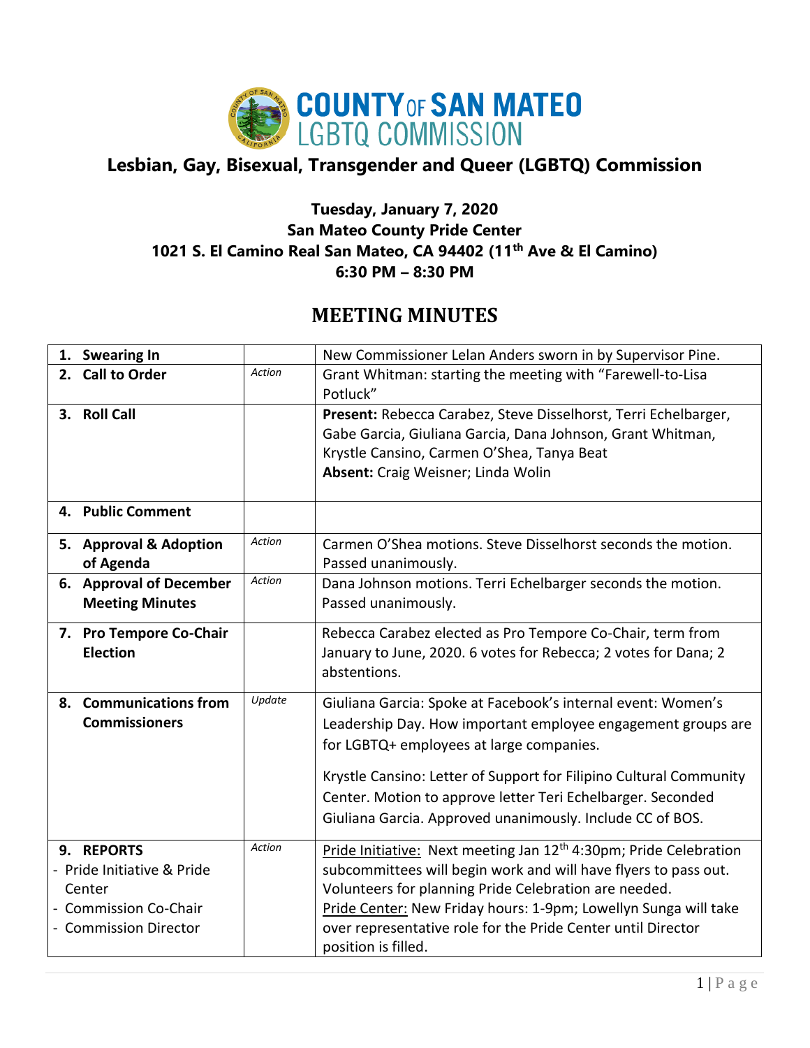# COUNTY OF SAN MATEO LGBTQ COMMISSION

## Lesbian, Gay, Bisexual, Transgender and Queer (LGBTQ) Commission

**Tuesday, January 7, 2020**
**San Mateo County Pride Center**
**1021 S. El Camino Real San Mateo, CA 94402 (11th Ave & El Camino)**
**6:30 PM – 8:30 PM**

## MEETING MINUTES

| | | |
|---|---|---|
| **1. Swearing In** | | New Commissioner Lelan Anders sworn in by Supervisor Pine. |
| **2. Call to Order** | *Action* | Grant Whitman: starting the meeting with "Farewell-to-Lisa Potluck" |
| **3. Roll Call** | | **Present:** Rebecca Carabez, Steve Disselhorst, Terri Echelbarger, Gabe Garcia, Giuliana Garcia, Dana Johnson, Grant Whitman, Krystle Cansino, Carmen O'Shea, Tanya Beat<br>**Absent:** Craig Weisner; Linda Wolin |
| **4. Public Comment** | | |
| **5. Approval & Adoption of Agenda** | *Action* | Carmen O'Shea motions. Steve Disselhorst seconds the motion. Passed unanimously. |
| **6. Approval of December Meeting Minutes** | *Action* | Dana Johnson motions. Terri Echelbarger seconds the motion. Passed unanimously. |
| **7. Pro Tempore Co-Chair Election** | | Rebecca Carabez elected as Pro Tempore Co-Chair, term from January to June, 2020. 6 votes for Rebecca; 2 votes for Dana; 2 abstentions. |
| **8. Communications from Commissioners** | *Update* | Giuliana Garcia: Spoke at Facebook's internal event: Women's Leadership Day. How important employee engagement groups are for LGBTQ+ employees at large companies.<br><br>Krystle Cansino: Letter of Support for Filipino Cultural Community Center. Motion to approve letter Teri Echelbarger. Seconded Giuliana Garcia. Approved unanimously. Include CC of BOS. |
| **9. REPORTS**<br>- Pride Initiative & Pride Center<br>- Commission Co-Chair<br>- Commission Director | *Action* | <u>Pride Initiative:</u> Next meeting Jan 12th 4:30pm; Pride Celebration subcommittees will begin work and will have flyers to pass out. Volunteers for planning Pride Celebration are needed.<br><u>Pride Center:</u> New Friday hours: 1-9pm; Lowellyn Sunga will take over representative role for the Pride Center until Director position is filled. |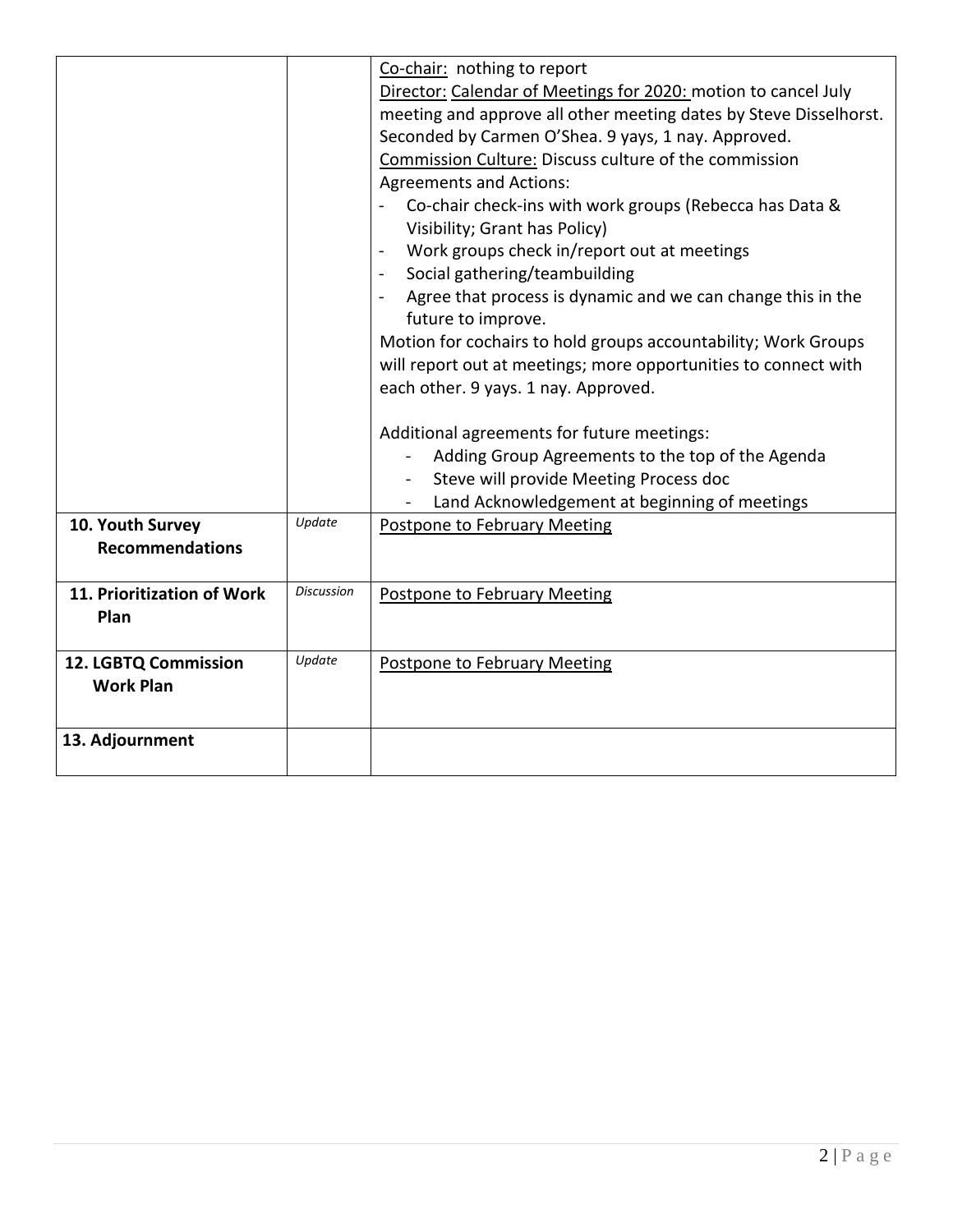| | | |
|---|---|---|
| | | Co-chair: nothing to report<br>Director: Calendar of Meetings for 2020: motion to cancel July meeting and approve all other meeting dates by Steve Disselhorst. Seconded by Carmen O'Shea. 9 yays, 1 nay. Approved.<br>Commission Culture: Discuss culture of the commission<br>Agreements and Actions:<br>- Co-chair check-ins with work groups (Rebecca has Data & Visibility; Grant has Policy)<br>- Work groups check in/report out at meetings<br>- Social gathering/teambuilding<br>- Agree that process is dynamic and we can change this in the future to improve.<br>Motion for cochairs to hold groups accountability; Work Groups will report out at meetings; more opportunities to connect with each other. 9 yays. 1 nay. Approved.<br><br>Additional agreements for future meetings:<br>- Adding Group Agreements to the top of the Agenda<br>- Steve will provide Meeting Process doc<br>- Land Acknowledgement at beginning of meetings |
| **10. Youth Survey Recommendations** | *Update* | Postpone to February Meeting |
| **11. Prioritization of Work Plan** | *Discussion* | Postpone to February Meeting |
| **12. LGBTQ Commission Work Plan** | *Update* | Postpone to February Meeting |
| **13. Adjournment** | | |